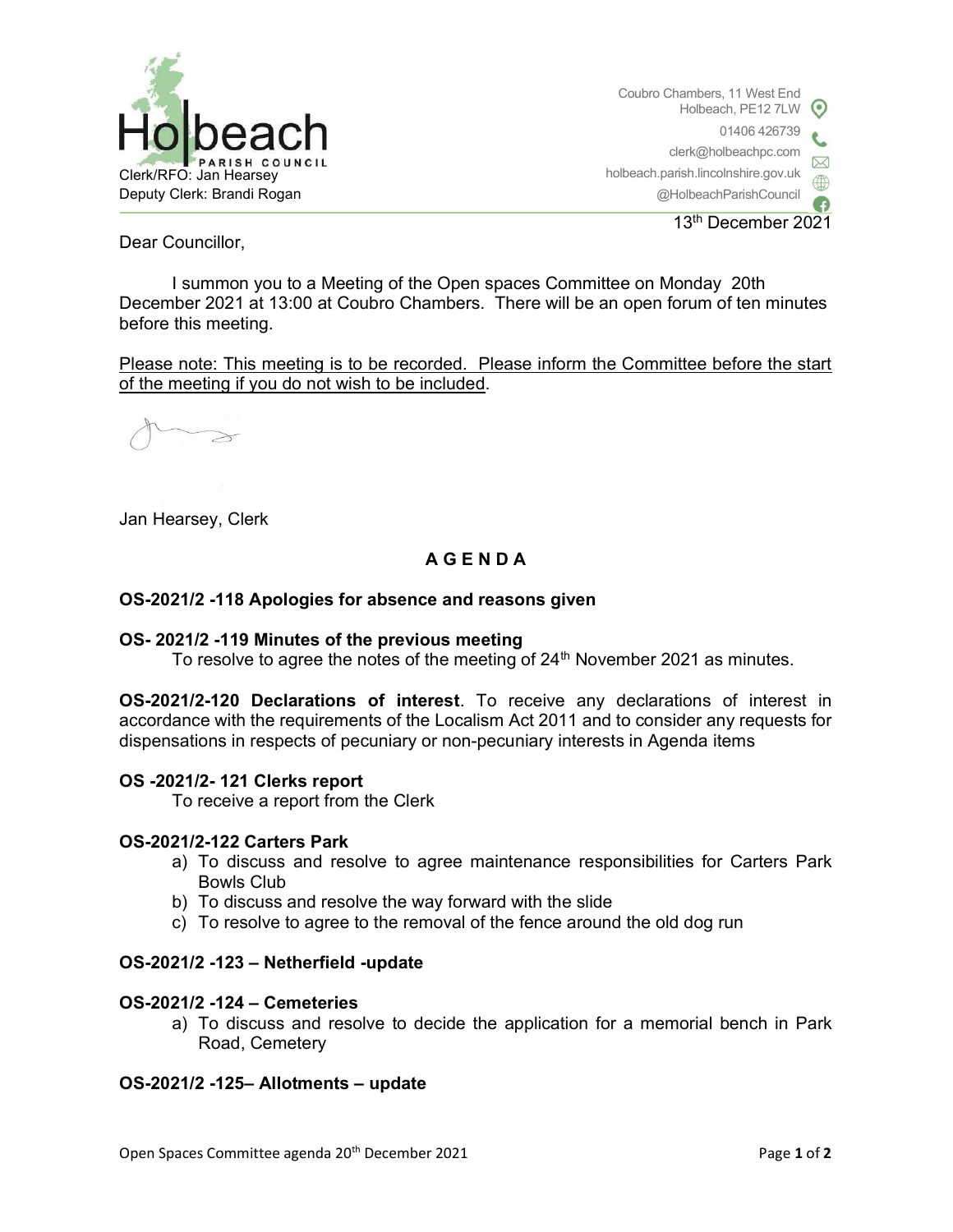Holbeach
PARISH COUNCIL

Clerk/RFO: Jan Hearsey
Deputy Clerk: Brandi Rogan

Coubro Chambers, 11 West End
Holbeach, PE12 7LW
01406 426739
clerk@holbeachpc.com
holbeach.parish.lincolnshire.gov.uk
@HolbeachParishCouncil

13th December 2021

Dear Councillor,

I summon you to a Meeting of the Open spaces Committee on Monday 20th December 2021 at 13:00 at Coubro Chambers. There will be an open forum of ten minutes before this meeting.

Please note: This meeting is to be recorded. Please inform the Committee before the start of the meeting if you do not wish to be included.

Jan Hearsey, Clerk

## A G E N D A

**OS-2021/2 -118 Apologies for absence and reasons given**

**OS- 2021/2 -119 Minutes of the previous meeting**

To resolve to agree the notes of the meeting of 24th November 2021 as minutes.

**OS-2021/2-120 Declarations of interest**. To receive any declarations of interest in accordance with the requirements of the Localism Act 2011 and to consider any requests for dispensations in respects of pecuniary or non-pecuniary interests in Agenda items

**OS -2021/2- 121 Clerks report**

To receive a report from the Clerk

**OS-2021/2-122 Carters Park**

a) To discuss and resolve to agree maintenance responsibilities for Carters Park Bowls Club
b) To discuss and resolve the way forward with the slide
c) To resolve to agree to the removal of the fence around the old dog run

**OS-2021/2 -123 – Netherfield -update**

**OS-2021/2 -124 – Cemeteries**

a) To discuss and resolve to decide the application for a memorial bench in Park Road, Cemetery

**OS-2021/2 -125– Allotments – update**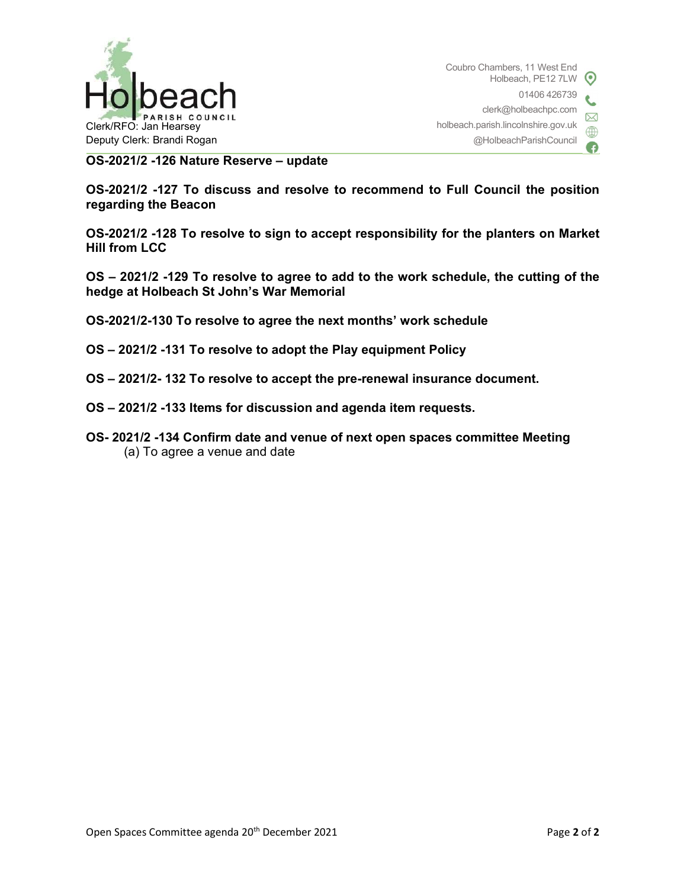Coubro Chambers, 11 West End
Holbeach, PE12 7LW
01406 426739
clerk@holbeachpc.com
holbeach.parish.lincolnshire.gov.uk
@HolbeachParishCouncil

Holbeach PARISH COUNCIL
Clerk/RFO: Jan Hearsey
Deputy Clerk: Brandi Rogan

**OS-2021/2 -126 Nature Reserve – update**

**OS-2021/2 -127 To discuss and resolve to recommend to Full Council the position regarding the Beacon**

**OS-2021/2 -128 To resolve to sign to accept responsibility for the planters on Market Hill from LCC**

**OS – 2021/2 -129 To resolve to agree to add to the work schedule, the cutting of the hedge at Holbeach St John's War Memorial**

**OS-2021/2-130 To resolve to agree the next months' work schedule**

**OS – 2021/2 -131 To resolve to adopt the Play equipment Policy**

**OS – 2021/2- 132 To resolve to accept the pre-renewal insurance document.**

**OS – 2021/2 -133 Items for discussion and agenda item requests.**

**OS- 2021/2 -134 Confirm date and venue of next open spaces committee Meeting**

(a) To agree a venue and date